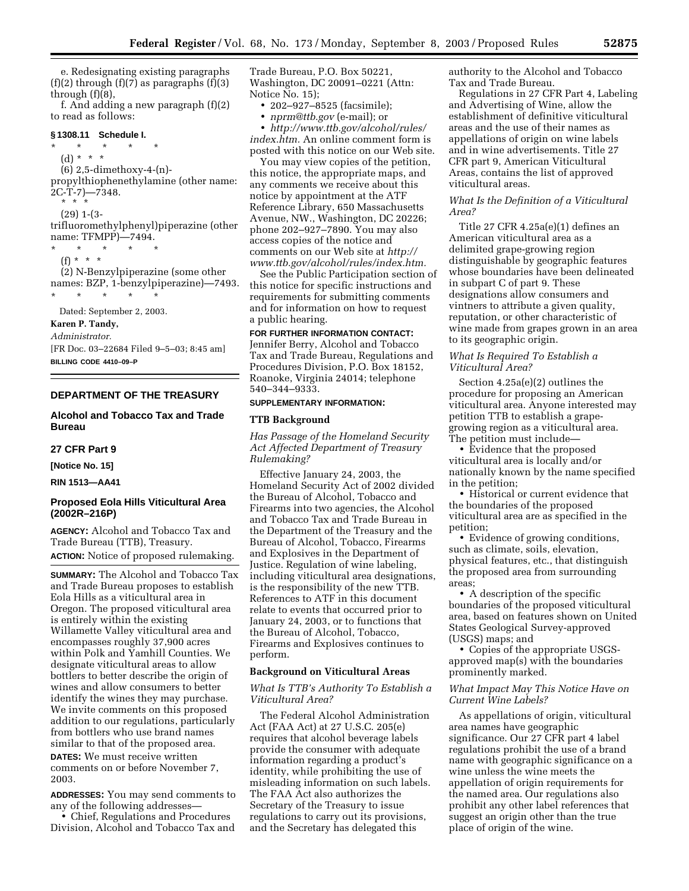e. Redesignating existing paragraphs (f)(2) through (f)(7) as paragraphs (f)(3) through (f)(8),

f. And adding a new paragraph (f)(2) to read as follows:

**§ 1308.11 Schedule I.**

\* \* \* \* \*

(d) \* \* \*

(6) 2,5-dimethoxy-4-(n)-propylthiophenethylamine (other name: 2C-T-7)—7348.

\* \* \*

(29) 1-(3-trifluoromethylphenyl)piperazine (other name: TFMPP)—7494.

\* \* \* \* \*

(f) \* \* \*

(2) N-Benzylpiperazine (some other names: BZP, 1-benzylpiperazine)—7493.

\* \* \* \* \*

Dated: September 2, 2003.

**Karen P. Tandy,**

*Administrator.*

[FR Doc. 03–22684 Filed 9–5–03; 8:45 am]

**BILLING CODE 4410–09–P**

---

## DEPARTMENT OF THE TREASURY

### Alcohol and Tobacco Tax and Trade Bureau

### 27 CFR Part 9

**[Notice No. 15]**

**RIN 1513—AA41**

### Proposed Eola Hills Viticultural Area (2002R–216P)

**AGENCY:** Alcohol and Tobacco Tax and Trade Bureau (TTB), Treasury.

**ACTION:** Notice of proposed rulemaking.

**SUMMARY:** The Alcohol and Tobacco Tax and Trade Bureau proposes to establish Eola Hills as a viticultural area in Oregon. The proposed viticultural area is entirely within the existing Willamette Valley viticultural area and encompasses roughly 37,900 acres within Polk and Yamhill Counties. We designate viticultural areas to allow bottlers to better describe the origin of wines and allow consumers to better identify the wines they may purchase. We invite comments on this proposed addition to our regulations, particularly from bottlers who use brand names similar to that of the proposed area.

**DATES:** We must receive written comments on or before November 7, 2003.

**ADDRESSES:** You may send comments to any of the following addresses—

• Chief, Regulations and Procedures Division, Alcohol and Tobacco Tax and Trade Bureau, P.O. Box 50221, Washington, DC 20091–0221 (Attn: Notice No. 15);

• 202–927–8525 (facsimile);

• *nprm@ttb.gov* (e-mail); or

• *http://www.ttb.gov/alcohol/rules/index.htm.* An online comment form is posted with this notice on our Web site.

You may view copies of the petition, this notice, the appropriate maps, and any comments we receive about this notice by appointment at the ATF Reference Library, 650 Massachusetts Avenue, NW., Washington, DC 20226; phone 202–927–7890. You may also access copies of the notice and comments on our Web site at *http://www.ttb.gov/alcohol/rules/index.htm.*

See the Public Participation section of this notice for specific instructions and requirements for submitting comments and for information on how to request a public hearing.

**FOR FURTHER INFORMATION CONTACT:** Jennifer Berry, Alcohol and Tobacco Tax and Trade Bureau, Regulations and Procedures Division, P.O. Box 18152, Roanoke, Virginia 24014; telephone 540–344–9333.

**SUPPLEMENTARY INFORMATION:**

### TTB Background

*Has Passage of the Homeland Security Act Affected Department of Treasury Rulemaking?*

Effective January 24, 2003, the Homeland Security Act of 2002 divided the Bureau of Alcohol, Tobacco and Firearms into two agencies, the Alcohol and Tobacco Tax and Trade Bureau in the Department of the Treasury and the Bureau of Alcohol, Tobacco, Firearms and Explosives in the Department of Justice. Regulation of wine labeling, including viticultural area designations, is the responsibility of the new TTB. References to ATF in this document relate to events that occurred prior to January 24, 2003, or to functions that the Bureau of Alcohol, Tobacco, Firearms and Explosives continues to perform.

### Background on Viticultural Areas

*What Is TTB's Authority To Establish a Viticultural Area?*

The Federal Alcohol Administration Act (FAA Act) at 27 U.S.C. 205(e) requires that alcohol beverage labels provide the consumer with adequate information regarding a product's identity, while prohibiting the use of misleading information on such labels. The FAA Act also authorizes the Secretary of the Treasury to issue regulations to carry out its provisions, and the Secretary has delegated this authority to the Alcohol and Tobacco Tax and Trade Bureau.

Regulations in 27 CFR Part 4, Labeling and Advertising of Wine, allow the establishment of definitive viticultural areas and the use of their names as appellations of origin on wine labels and in wine advertisements. Title 27 CFR part 9, American Viticultural Areas, contains the list of approved viticultural areas.

*What Is the Definition of a Viticultural Area?*

Title 27 CFR 4.25a(e)(1) defines an American viticultural area as a delimited grape-growing region distinguishable by geographic features whose boundaries have been delineated in subpart C of part 9. These designations allow consumers and vintners to attribute a given quality, reputation, or other characteristic of wine made from grapes grown in an area to its geographic origin.

*What Is Required To Establish a Viticultural Area?*

Section 4.25a(e)(2) outlines the procedure for proposing an American viticultural area. Anyone interested may petition TTB to establish a grape-growing region as a viticultural area. The petition must include—

• Evidence that the proposed viticultural area is locally and/or nationally known by the name specified in the petition;

• Historical or current evidence that the boundaries of the proposed viticultural area are as specified in the petition;

• Evidence of growing conditions, such as climate, soils, elevation, physical features, etc., that distinguish the proposed area from surrounding areas;

• A description of the specific boundaries of the proposed viticultural area, based on features shown on United States Geological Survey-approved (USGS) maps; and

• Copies of the appropriate USGS-approved map(s) with the boundaries prominently marked.

*What Impact May This Notice Have on Current Wine Labels?*

As appellations of origin, viticultural area names have geographic significance. Our 27 CFR part 4 label regulations prohibit the use of a brand name with geographic significance on a wine unless the wine meets the appellation of origin requirements for the named area. Our regulations also prohibit any other label references that suggest an origin other than the true place of origin of the wine.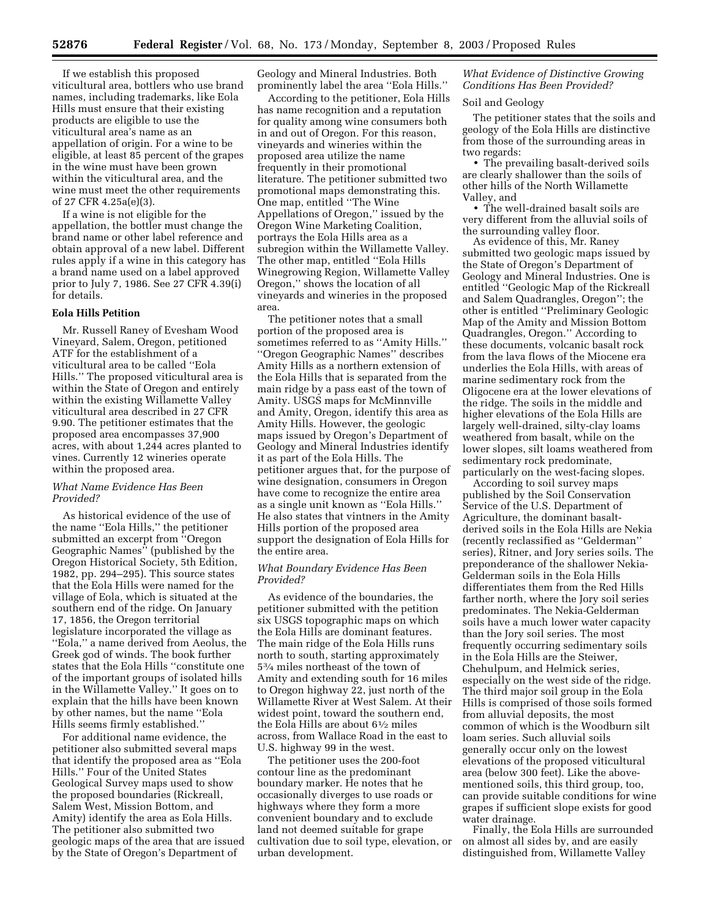If we establish this proposed viticultural area, bottlers who use brand names, including trademarks, like Eola Hills must ensure that their existing products are eligible to use the viticultural area's name as an appellation of origin. For a wine to be eligible, at least 85 percent of the grapes in the wine must have been grown within the viticultural area, and the wine must meet the other requirements of 27 CFR 4.25a(e)(3).

If a wine is not eligible for the appellation, the bottler must change the brand name or other label reference and obtain approval of a new label. Different rules apply if a wine in this category has a brand name used on a label approved prior to July 7, 1986. See 27 CFR 4.39(i) for details.

**Eola Hills Petition**

Mr. Russell Raney of Evesham Wood Vineyard, Salem, Oregon, petitioned ATF for the establishment of a viticultural area to be called "Eola Hills." The proposed viticultural area is within the State of Oregon and entirely within the existing Willamette Valley viticultural area described in 27 CFR 9.90. The petitioner estimates that the proposed area encompasses 37,900 acres, with about 1,244 acres planted to vines. Currently 12 wineries operate within the proposed area.

*What Name Evidence Has Been Provided?*

As historical evidence of the use of the name "Eola Hills," the petitioner submitted an excerpt from "Oregon Geographic Names" (published by the Oregon Historical Society, 5th Edition, 1982, pp. 294–295). This source states that the Eola Hills were named for the village of Eola, which is situated at the southern end of the ridge. On January 17, 1856, the Oregon territorial legislature incorporated the village as "Eola," a name derived from Aeolus, the Greek god of winds. The book further states that the Eola Hills "constitute one of the important groups of isolated hills in the Willamette Valley." It goes on to explain that the hills have been known by other names, but the name "Eola Hills seems firmly established."

For additional name evidence, the petitioner also submitted several maps that identify the proposed area as "Eola Hills." Four of the United States Geological Survey maps used to show the proposed boundaries (Rickreall, Salem West, Mission Bottom, and Amity) identify the area as Eola Hills. The petitioner also submitted two geologic maps of the area that are issued by the State of Oregon's Department of Geology and Mineral Industries. Both prominently label the area "Eola Hills."

According to the petitioner, Eola Hills has name recognition and a reputation for quality among wine consumers both in and out of Oregon. For this reason, vineyards and wineries within the proposed area utilize the name frequently in their promotional literature. The petitioner submitted two promotional maps demonstrating this. One map, entitled "The Wine Appellations of Oregon," issued by the Oregon Wine Marketing Coalition, portrays the Eola Hills area as a subregion within the Willamette Valley. The other map, entitled "Eola Hills Winegrowing Region, Willamette Valley Oregon," shows the location of all vineyards and wineries in the proposed area.

The petitioner notes that a small portion of the proposed area is sometimes referred to as "Amity Hills." "Oregon Geographic Names" describes Amity Hills as a northern extension of the Eola Hills that is separated from the main ridge by a pass east of the town of Amity. USGS maps for McMinnville and Amity, Oregon, identify this area as Amity Hills. However, the geologic maps issued by Oregon's Department of Geology and Mineral Industries identify it as part of the Eola Hills. The petitioner argues that, for the purpose of wine designation, consumers in Oregon have come to recognize the entire area as a single unit known as "Eola Hills." He also states that vintners in the Amity Hills portion of the proposed area support the designation of Eola Hills for the entire area.

*What Boundary Evidence Has Been Provided?*

As evidence of the boundaries, the petitioner submitted with the petition six USGS topographic maps on which the Eola Hills are dominant features. The main ridge of the Eola Hills runs north to south, starting approximately 5¾ miles northeast of the town of Amity and extending south for 16 miles to Oregon highway 22, just north of the Willamette River at West Salem. At their widest point, toward the southern end, the Eola Hills are about 6½ miles across, from Wallace Road in the east to U.S. highway 99 in the west.

The petitioner uses the 200-foot contour line as the predominant boundary marker. He notes that he occasionally diverges to use roads or highways where they form a more convenient boundary and to exclude land not deemed suitable for grape cultivation due to soil type, elevation, or urban development.

*What Evidence of Distinctive Growing Conditions Has Been Provided?*

Soil and Geology

The petitioner states that the soils and geology of the Eola Hills are distinctive from those of the surrounding areas in two regards:

- The prevailing basalt-derived soils are clearly shallower than the soils of other hills of the North Willamette Valley, and
- The well-drained basalt soils are very different from the alluvial soils of the surrounding valley floor.

As evidence of this, Mr. Raney submitted two geologic maps issued by the State of Oregon's Department of Geology and Mineral Industries. One is entitled "Geologic Map of the Rickreall and Salem Quadrangles, Oregon"; the other is entitled "Preliminary Geologic Map of the Amity and Mission Bottom Quadrangles, Oregon." According to these documents, volcanic basalt rock from the lava flows of the Miocene era underlies the Eola Hills, with areas of marine sedimentary rock from the Oligocene era at the lower elevations of the ridge. The soils in the middle and higher elevations of the Eola Hills are largely well-drained, silty-clay loams weathered from basalt, while on the lower slopes, silt loams weathered from sedimentary rock predominate, particularly on the west-facing slopes.

According to soil survey maps published by the Soil Conservation Service of the U.S. Department of Agriculture, the dominant basalt-derived soils in the Eola Hills are Nekia (recently reclassified as "Gelderman" series), Ritner, and Jory series soils. The preponderance of the shallower Nekia-Gelderman soils in the Eola Hills differentiates them from the Red Hills farther north, where the Jory soil series predominates. The Nekia-Gelderman soils have a much lower water capacity than the Jory soil series. The most frequently occurring sedimentary soils in the Eola Hills are the Steiwer, Chehulpum, and Helmick series, especially on the west side of the ridge. The third major soil group in the Eola Hills is comprised of those soils formed from alluvial deposits, the most common of which is the Woodburn silt loam series. Such alluvial soils generally occur only on the lowest elevations of the proposed viticultural area (below 300 feet). Like the above-mentioned soils, this third group, too, can provide suitable conditions for wine grapes if sufficient slope exists for good water drainage.

Finally, the Eola Hills are surrounded on almost all sides by, and are easily distinguished from, Willamette Valley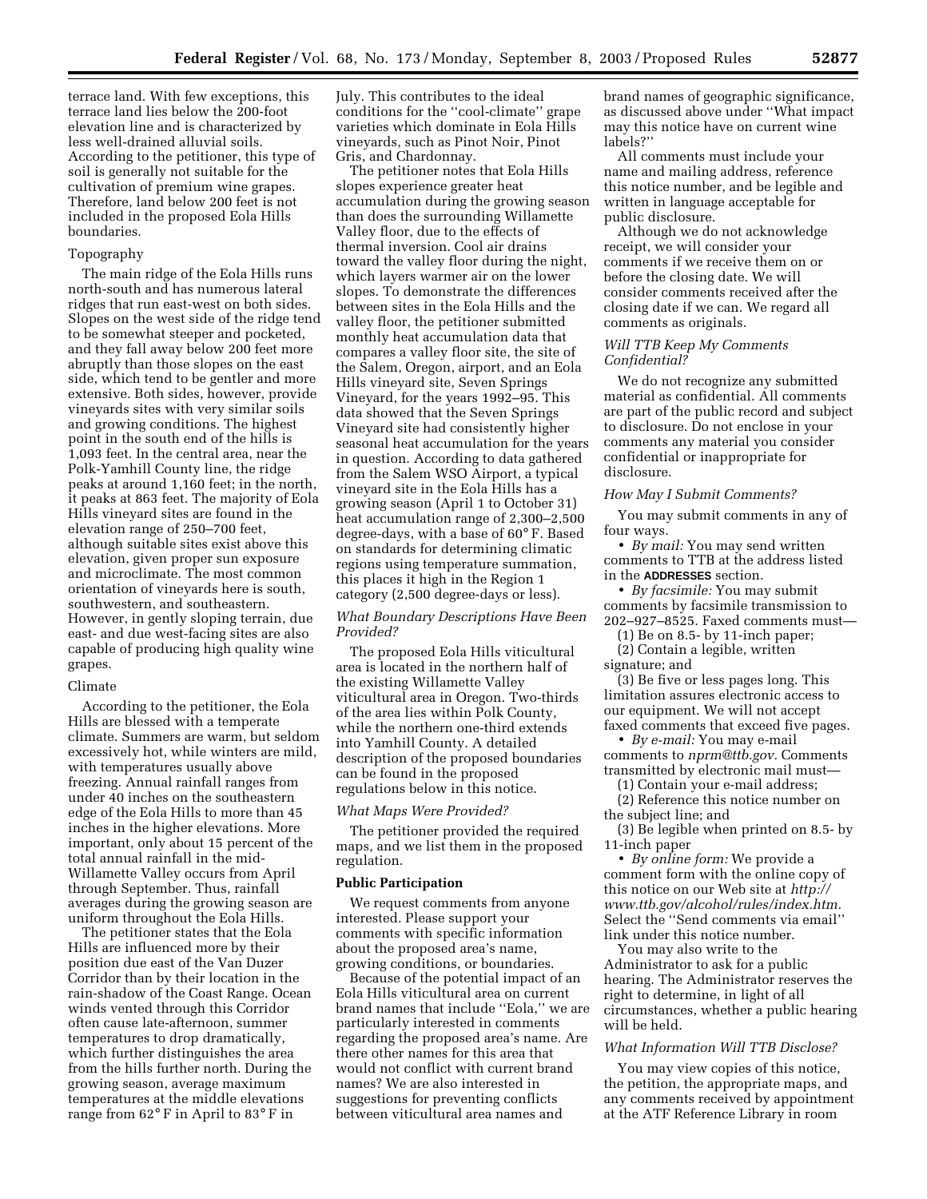terrace land. With few exceptions, this terrace land lies below the 200-foot elevation line and is characterized by less well-drained alluvial soils. According to the petitioner, this type of soil is generally not suitable for the cultivation of premium wine grapes. Therefore, land below 200 feet is not included in the proposed Eola Hills boundaries.

Topography

The main ridge of the Eola Hills runs north-south and has numerous lateral ridges that run east-west on both sides. Slopes on the west side of the ridge tend to be somewhat steeper and pocketed, and they fall away below 200 feet more abruptly than those slopes on the east side, which tend to be gentler and more extensive. Both sides, however, provide vineyards sites with very similar soils and growing conditions. The highest point in the south end of the hills is 1,093 feet. In the central area, near the Polk-Yamhill County line, the ridge peaks at around 1,160 feet; in the north, it peaks at 863 feet. The majority of Eola Hills vineyard sites are found in the elevation range of 250–700 feet, although suitable sites exist above this elevation, given proper sun exposure and microclimate. The most common orientation of vineyards here is south, southwestern, and southeastern. However, in gently sloping terrain, due east- and due west-facing sites are also capable of producing high quality wine grapes.

Climate

According to the petitioner, the Eola Hills are blessed with a temperate climate. Summers are warm, but seldom excessively hot, while winters are mild, with temperatures usually above freezing. Annual rainfall ranges from under 40 inches on the southeastern edge of the Eola Hills to more than 45 inches in the higher elevations. More important, only about 15 percent of the total annual rainfall in the mid-Willamette Valley occurs from April through September. Thus, rainfall averages during the growing season are uniform throughout the Eola Hills.

The petitioner states that the Eola Hills are influenced more by their position due east of the Van Duzer Corridor than by their location in the rain-shadow of the Coast Range. Ocean winds vented through this Corridor often cause late-afternoon, summer temperatures to drop dramatically, which further distinguishes the area from the hills further north. During the growing season, average maximum temperatures at the middle elevations range from 62° F in April to 83° F in July. This contributes to the ideal conditions for the ''cool-climate'' grape varieties which dominate in Eola Hills vineyards, such as Pinot Noir, Pinot Gris, and Chardonnay.

The petitioner notes that Eola Hills slopes experience greater heat accumulation during the growing season than does the surrounding Willamette Valley floor, due to the effects of thermal inversion. Cool air drains toward the valley floor during the night, which layers warmer air on the lower slopes. To demonstrate the differences between sites in the Eola Hills and the valley floor, the petitioner submitted monthly heat accumulation data that compares a valley floor site, the site of the Salem, Oregon, airport, and an Eola Hills vineyard site, Seven Springs Vineyard, for the years 1992–95. This data showed that the Seven Springs Vineyard site had consistently higher seasonal heat accumulation for the years in question. According to data gathered from the Salem WSO Airport, a typical vineyard site in the Eola Hills has a growing season (April 1 to October 31) heat accumulation range of 2,300–2,500 degree-days, with a base of 60° F. Based on standards for determining climatic regions using temperature summation, this places it high in the Region 1 category (2,500 degree-days or less).

*What Boundary Descriptions Have Been Provided?*

The proposed Eola Hills viticultural area is located in the northern half of the existing Willamette Valley viticultural area in Oregon. Two-thirds of the area lies within Polk County, while the northern one-third extends into Yamhill County. A detailed description of the proposed boundaries can be found in the proposed regulations below in this notice.

*What Maps Were Provided?*

The petitioner provided the required maps, and we list them in the proposed regulation.

**Public Participation**

We request comments from anyone interested. Please support your comments with specific information about the proposed area's name, growing conditions, or boundaries.

Because of the potential impact of an Eola Hills viticultural area on current brand names that include ''Eola,'' we are particularly interested in comments regarding the proposed area's name. Are there other names for this area that would not conflict with current brand names? We are also interested in suggestions for preventing conflicts between viticultural area names and brand names of geographic significance, as discussed above under ''What impact may this notice have on current wine labels?''

All comments must include your name and mailing address, reference this notice number, and be legible and written in language acceptable for public disclosure.

Although we do not acknowledge receipt, we will consider your comments if we receive them on or before the closing date. We will consider comments received after the closing date if we can. We regard all comments as originals.

*Will TTB Keep My Comments Confidential?*

We do not recognize any submitted material as confidential. All comments are part of the public record and subject to disclosure. Do not enclose in your comments any material you consider confidential or inappropriate for disclosure.

*How May I Submit Comments?*

You may submit comments in any of four ways.

• *By mail:* You may send written comments to TTB at the address listed in the **ADDRESSES** section.

• *By facsimile:* You may submit comments by facsimile transmission to 202–927–8525. Faxed comments must—

(1) Be on 8.5- by 11-inch paper;

(2) Contain a legible, written signature; and

(3) Be five or less pages long. This limitation assures electronic access to our equipment. We will not accept faxed comments that exceed five pages.

• *By e-mail:* You may e-mail comments to *nprm@ttb.gov*. Comments transmitted by electronic mail must—

(1) Contain your e-mail address;

(2) Reference this notice number on the subject line; and

(3) Be legible when printed on 8.5- by 11-inch paper

• *By online form:* We provide a comment form with the online copy of this notice on our Web site at *http://www.ttb.gov/alcohol/rules/index.htm*. Select the ''Send comments via email'' link under this notice number.

You may also write to the Administrator to ask for a public hearing. The Administrator reserves the right to determine, in light of all circumstances, whether a public hearing will be held.

*What Information Will TTB Disclose?*

You may view copies of this notice, the petition, the appropriate maps, and any comments received by appointment at the ATF Reference Library in room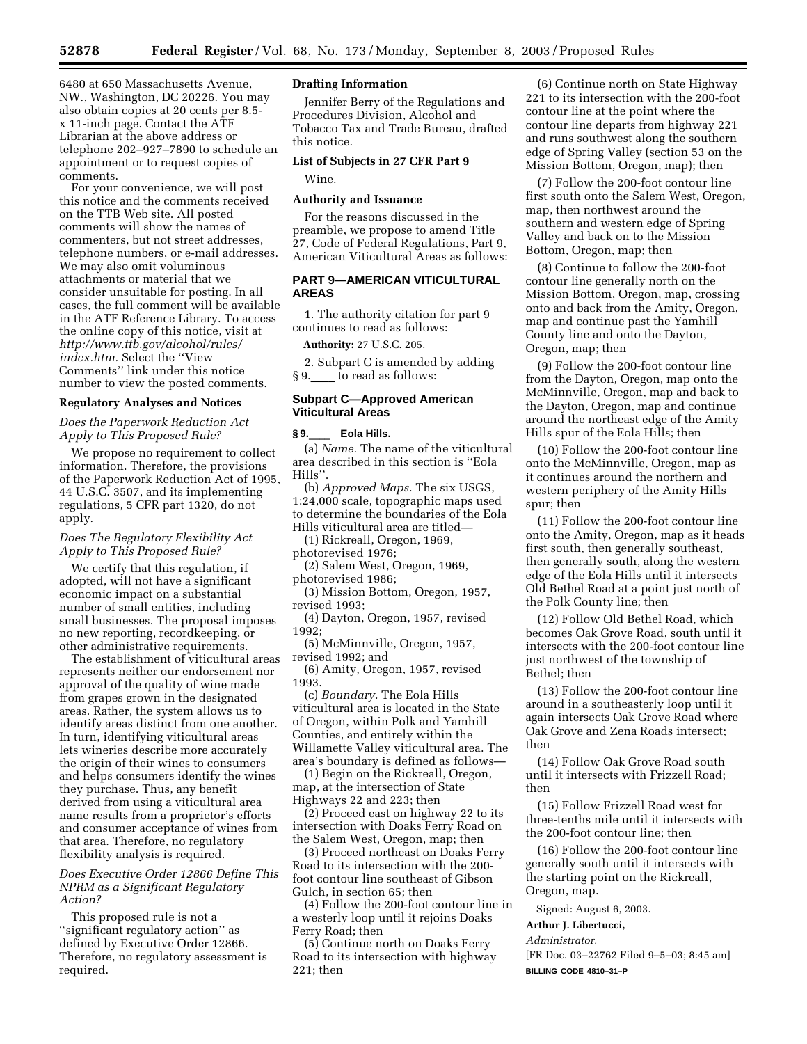6480 at 650 Massachusetts Avenue, NW., Washington, DC 20226. You may also obtain copies at 20 cents per 8.5- x 11-inch page. Contact the ATF Librarian at the above address or telephone 202–927–7890 to schedule an appointment or to request copies of comments.

For your convenience, we will post this notice and the comments received on the TTB Web site. All posted comments will show the names of commenters, but not street addresses, telephone numbers, or e-mail addresses. We may also omit voluminous attachments or material that we consider unsuitable for posting. In all cases, the full comment will be available in the ATF Reference Library. To access the online copy of this notice, visit at *http://www.ttb.gov/alcohol/rules/index.htm.* Select the ''View Comments'' link under this notice number to view the posted comments.

## Regulatory Analyses and Notices

*Does the Paperwork Reduction Act Apply to This Proposed Rule?*

We propose no requirement to collect information. Therefore, the provisions of the Paperwork Reduction Act of 1995, 44 U.S.C. 3507, and its implementing regulations, 5 CFR part 1320, do not apply.

*Does The Regulatory Flexibility Act Apply to This Proposed Rule?*

We certify that this regulation, if adopted, will not have a significant economic impact on a substantial number of small entities, including small businesses. The proposal imposes no new reporting, recordkeeping, or other administrative requirements.

The establishment of viticultural areas represents neither our endorsement nor approval of the quality of wine made from grapes grown in the designated areas. Rather, the system allows us to identify areas distinct from one another. In turn, identifying viticultural areas lets wineries describe more accurately the origin of their wines to consumers and helps consumers identify the wines they purchase. Thus, any benefit derived from using a viticultural area name results from a proprietor's efforts and consumer acceptance of wines from that area. Therefore, no regulatory flexibility analysis is required.

*Does Executive Order 12866 Define This NPRM as a Significant Regulatory Action?*

This proposed rule is not a ''significant regulatory action'' as defined by Executive Order 12866. Therefore, no regulatory assessment is required.

## Drafting Information

Jennifer Berry of the Regulations and Procedures Division, Alcohol and Tobacco Tax and Trade Bureau, drafted this notice.

## List of Subjects in 27 CFR Part 9

Wine.

## Authority and Issuance

For the reasons discussed in the preamble, we propose to amend Title 27, Code of Federal Regulations, Part 9, American Viticultural Areas as follows:

## PART 9—AMERICAN VITICULTURAL AREAS

1. The authority citation for part 9 continues to read as follows:

**Authority:** 27 U.S.C. 205.

2. Subpart C is amended by adding § 9.____ to read as follows:

## Subpart C—Approved American Viticultural Areas

**§ 9.____ Eola Hills.**

(a) *Name.* The name of the viticultural area described in this section is ''Eola Hills''.

(b) *Approved Maps.* The six USGS, 1:24,000 scale, topographic maps used to determine the boundaries of the Eola Hills viticultural area are titled—

(1) Rickreall, Oregon, 1969, photorevised 1976;

(2) Salem West, Oregon, 1969, photorevised 1986;

(3) Mission Bottom, Oregon, 1957, revised 1993;

(4) Dayton, Oregon, 1957, revised 1992;

(5) McMinnville, Oregon, 1957, revised 1992; and

(6) Amity, Oregon, 1957, revised 1993.

(c) *Boundary.* The Eola Hills viticultural area is located in the State of Oregon, within Polk and Yamhill Counties, and entirely within the Willamette Valley viticultural area. The area's boundary is defined as follows—

(1) Begin on the Rickreall, Oregon, map, at the intersection of State Highways 22 and 223; then

(2) Proceed east on highway 22 to its intersection with Doaks Ferry Road on the Salem West, Oregon, map; then

(3) Proceed northeast on Doaks Ferry Road to its intersection with the 200-foot contour line southeast of Gibson Gulch, in section 65; then

(4) Follow the 200-foot contour line in a westerly loop until it rejoins Doaks Ferry Road; then

(5) Continue north on Doaks Ferry Road to its intersection with highway 221; then

(6) Continue north on State Highway 221 to its intersection with the 200-foot contour line at the point where the contour line departs from highway 221 and runs southwest along the southern edge of Spring Valley (section 53 on the Mission Bottom, Oregon, map); then

(7) Follow the 200-foot contour line first south onto the Salem West, Oregon, map, then northwest around the southern and western edge of Spring Valley and back on to the Mission Bottom, Oregon, map; then

(8) Continue to follow the 200-foot contour line generally north on the Mission Bottom, Oregon, map, crossing onto and back from the Amity, Oregon, map and continue past the Yamhill County line and onto the Dayton, Oregon, map; then

(9) Follow the 200-foot contour line from the Dayton, Oregon, map onto the McMinnville, Oregon, map and back to the Dayton, Oregon, map and continue around the northeast edge of the Amity Hills spur of the Eola Hills; then

(10) Follow the 200-foot contour line onto the McMinnville, Oregon, map as it continues around the northern and western periphery of the Amity Hills spur; then

(11) Follow the 200-foot contour line onto the Amity, Oregon, map as it heads first south, then generally southeast, then generally south, along the western edge of the Eola Hills until it intersects Old Bethel Road at a point just north of the Polk County line; then

(12) Follow Old Bethel Road, which becomes Oak Grove Road, south until it intersects with the 200-foot contour line just northwest of the township of Bethel; then

(13) Follow the 200-foot contour line around in a southeasterly loop until it again intersects Oak Grove Road where Oak Grove and Zena Roads intersect; then

(14) Follow Oak Grove Road south until it intersects with Frizzell Road; then

(15) Follow Frizzell Road west for three-tenths mile until it intersects with the 200-foot contour line; then

(16) Follow the 200-foot contour line generally south until it intersects with the starting point on the Rickreall, Oregon, map.

Signed: August 6, 2003.

**Arthur J. Libertucci,**

*Administrator.*

[FR Doc. 03–22762 Filed 9–5–03; 8:45 am]

**BILLING CODE 4810–31–P**